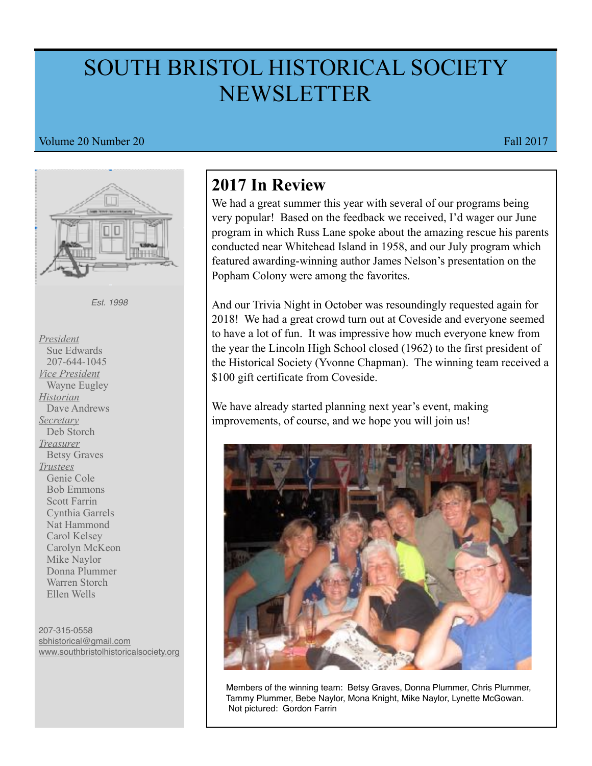# SOUTH BRISTOL HISTORICAL SOCIETY NEWSLETTER

Volume 20 Number 20 Fall 2017

*Est. 1998*

*President*
Sue Edwards
207-644-1045

*Vice President*
Wayne Eugley

*Historian*
Dave Andrews

*Secretary*
Deb Storch

*Treasurer*
Betsy Graves

*Trustees*
Genie Cole
Bob Emmons
Scott Farrin
Cynthia Garrels
Nat Hammond
Carol Kelsey
Carolyn McKeon
Mike Naylor
Donna Plummer
Warren Storch
Ellen Wells

207-315-0558
sbhistorical@gmail.com
www.southbristolhistoricalsociety.org

## 2017 In Review

We had a great summer this year with several of our programs being very popular! Based on the feedback we received, I'd wager our June program in which Russ Lane spoke about the amazing rescue his parents conducted near Whitehead Island in 1958, and our July program which featured awarding-winning author James Nelson's presentation on the Popham Colony were among the favorites.

And our Trivia Night in October was resoundingly requested again for 2018! We had a great crowd turn out at Coveside and everyone seemed to have a lot of fun. It was impressive how much everyone knew from the year the Lincoln High School closed (1962) to the first president of the Historical Society (Yvonne Chapman). The winning team received a $100 gift certificate from Coveside.

We have already started planning next year's event, making improvements, of course, and we hope you will join us!

Members of the winning team: Betsy Graves, Donna Plummer, Chris Plummer, Tammy Plummer, Bebe Naylor, Mona Knight, Mike Naylor, Lynette McGowan. Not pictured: Gordon Farrin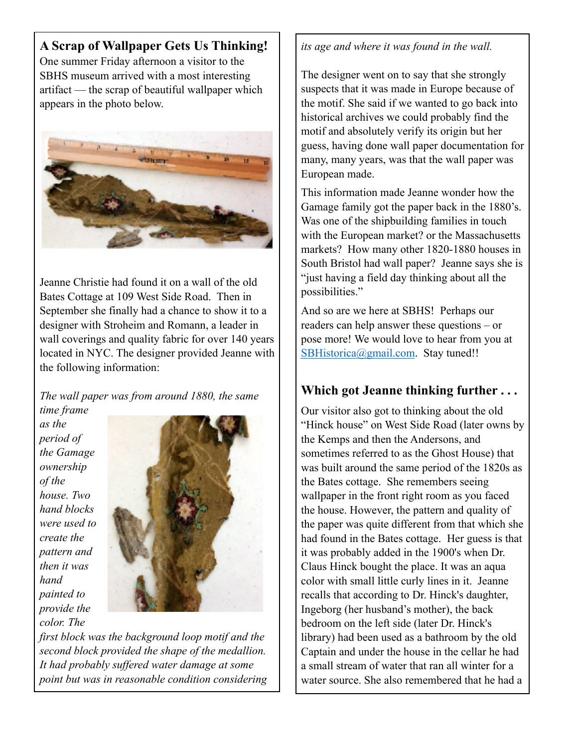## A Scrap of Wallpaper Gets Us Thinking!

One summer Friday afternoon a visitor to the SBHS museum arrived with a most interesting artifact — the scrap of beautiful wallpaper which appears in the photo below.

Jeanne Christie had found it on a wall of the old Bates Cottage at 109 West Side Road. Then in September she finally had a chance to show it to a designer with Stroheim and Romann, a leader in wall coverings and quality fabric for over 140 years located in NYC. The designer provided Jeanne with the following information:

*The wall paper was from around 1880, the same time frame as the period of the Gamage ownership of the house. Two hand blocks were used to create the pattern and then it was hand painted to provide the color. The first block was the background loop motif and the second block provided the shape of the medallion. It had probably suffered water damage at some point but was in reasonable condition considering its age and where it was found in the wall.*

The designer went on to say that she strongly suspects that it was made in Europe because of the motif. She said if we wanted to go back into historical archives we could probably find the motif and absolutely verify its origin but her guess, having done wall paper documentation for many, many years, was that the wall paper was European made.

This information made Jeanne wonder how the Gamage family got the paper back in the 1880's. Was one of the shipbuilding families in touch with the European market? or the Massachusetts markets? How many other 1820-1880 houses in South Bristol had wall paper? Jeanne says she is "just having a field day thinking about all the possibilities."

And so are we here at SBHS! Perhaps our readers can help answer these questions – or pose more! We would love to hear from you at SBHistorica@gmail.com. Stay tuned!!

## Which got Jeanne thinking further . . .

Our visitor also got to thinking about the old "Hinck house" on West Side Road (later owns by the Kemps and then the Andersons, and sometimes referred to as the Ghost House) that was built around the same period of the 1820s as the Bates cottage. She remembers seeing wallpaper in the front right room as you faced the house. However, the pattern and quality of the paper was quite different from that which she had found in the Bates cottage. Her guess is that it was probably added in the 1900's when Dr. Claus Hinck bought the place. It was an aqua color with small little curly lines in it. Jeanne recalls that according to Dr. Hinck's daughter, Ingeborg (her husband's mother), the back bedroom on the left side (later Dr. Hinck's library) had been used as a bathroom by the old Captain and under the house in the cellar he had a small stream of water that ran all winter for a water source. She also remembered that he had a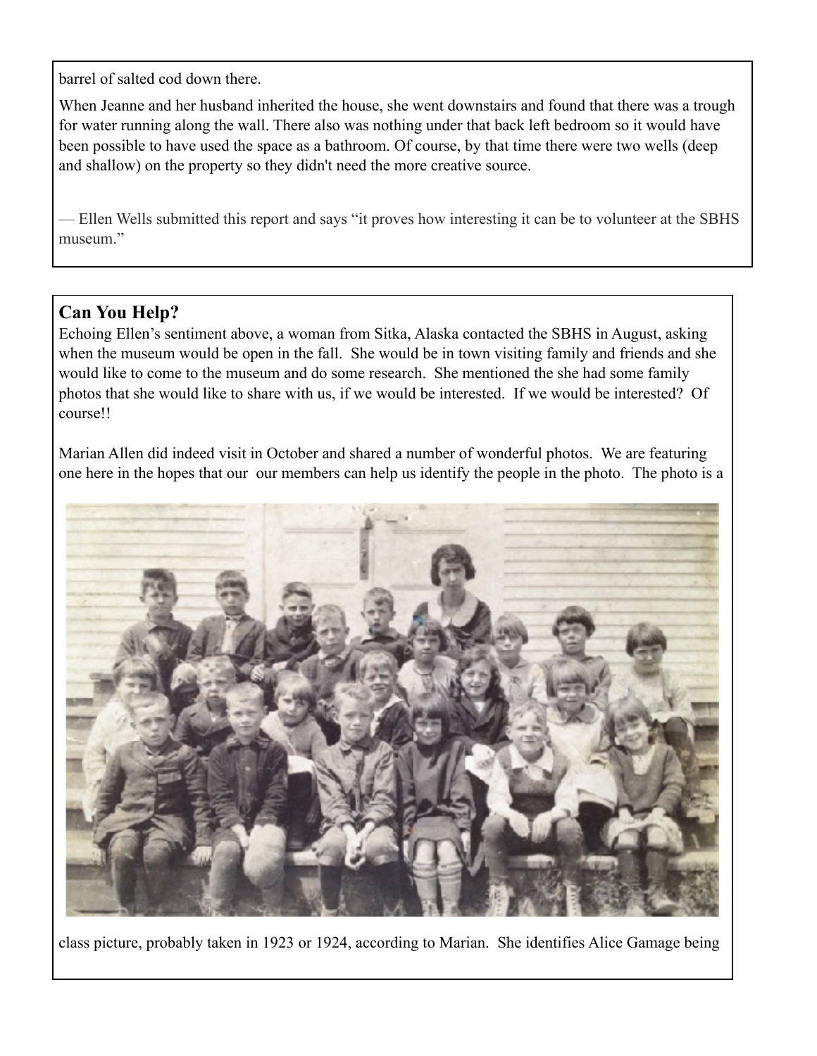barrel of salted cod down there.

When Jeanne and her husband inherited the house, she went downstairs and found that there was a trough for water running along the wall. There also was nothing under that back left bedroom so it would have been possible to have used the space as a bathroom. Of course, by that time there were two wells (deep and shallow) on the property so they didn't need the more creative source.

— Ellen Wells submitted this report and says "it proves how interesting it can be to volunteer at the SBHS museum."

## Can You Help?

Echoing Ellen's sentiment above, a woman from Sitka, Alaska contacted the SBHS in August, asking when the museum would be open in the fall. She would be in town visiting family and friends and she would like to come to the museum and do some research. She mentioned the she had some family photos that she would like to share with us, if we would be interested. If we would be interested? Of course!!

Marian Allen did indeed visit in October and shared a number of wonderful photos. We are featuring one here in the hopes that our our members can help us identify the people in the photo. The photo is a class picture, probably taken in 1923 or 1924, according to Marian. She identifies Alice Gamage being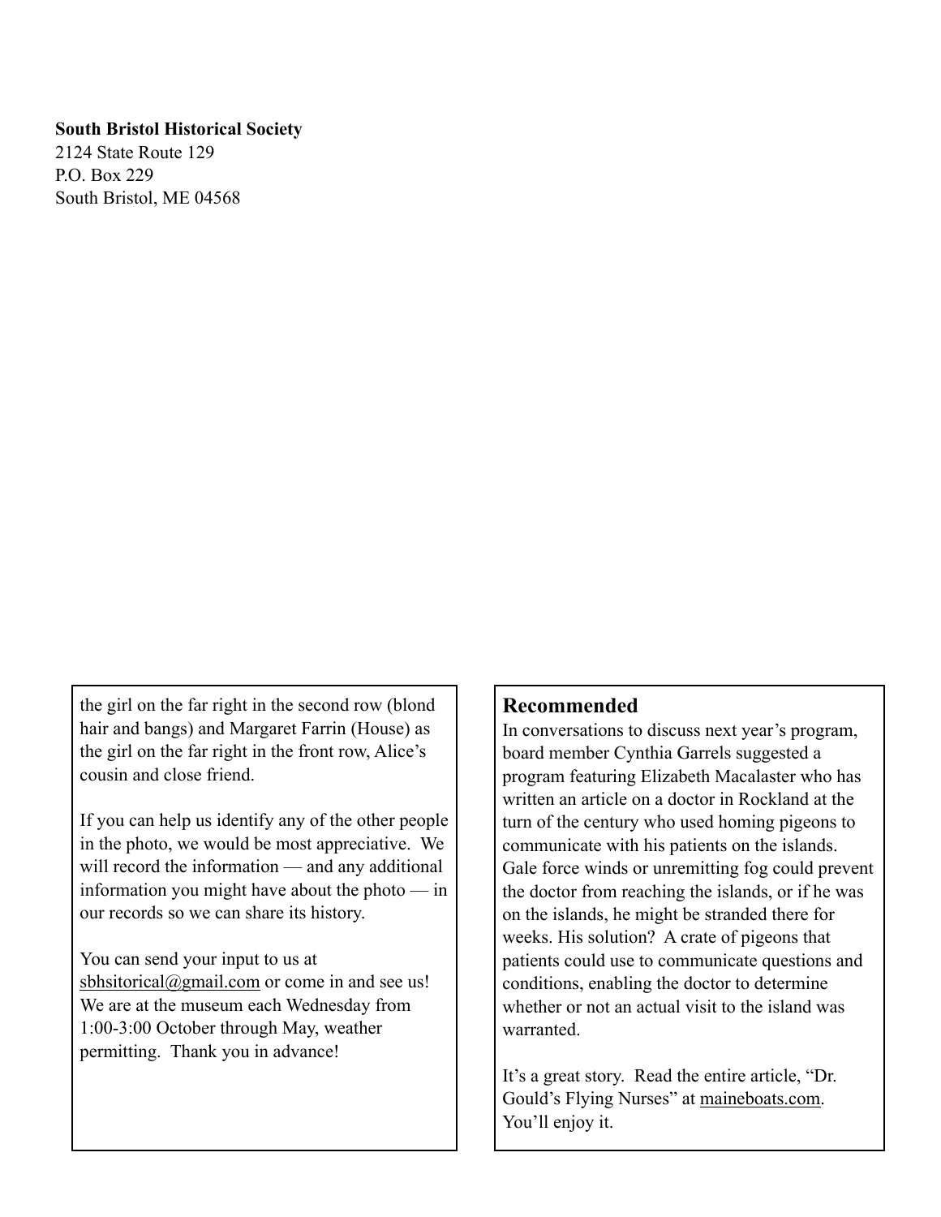**South Bristol Historical Society**
2124 State Route 129
P.O. Box 229
South Bristol, ME 04568

the girl on the far right in the second row (blond hair and bangs) and Margaret Farrin (House) as the girl on the far right in the front row, Alice's cousin and close friend.

If you can help us identify any of the other people in the photo, we would be most appreciative. We will record the information — and any additional information you might have about the photo — in our records so we can share its history.

You can send your input to us at sbhsitorical@gmail.com or come in and see us! We are at the museum each Wednesday from 1:00-3:00 October through May, weather permitting. Thank you in advance!

## Recommended

In conversations to discuss next year's program, board member Cynthia Garrels suggested a program featuring Elizabeth Macalaster who has written an article on a doctor in Rockland at the turn of the century who used homing pigeons to communicate with his patients on the islands. Gale force winds or unremitting fog could prevent the doctor from reaching the islands, or if he was on the islands, he might be stranded there for weeks. His solution? A crate of pigeons that patients could use to communicate questions and conditions, enabling the doctor to determine whether or not an actual visit to the island was warranted.

It's a great story. Read the entire article, "Dr. Gould's Flying Nurses" at maineboats.com. You'll enjoy it.